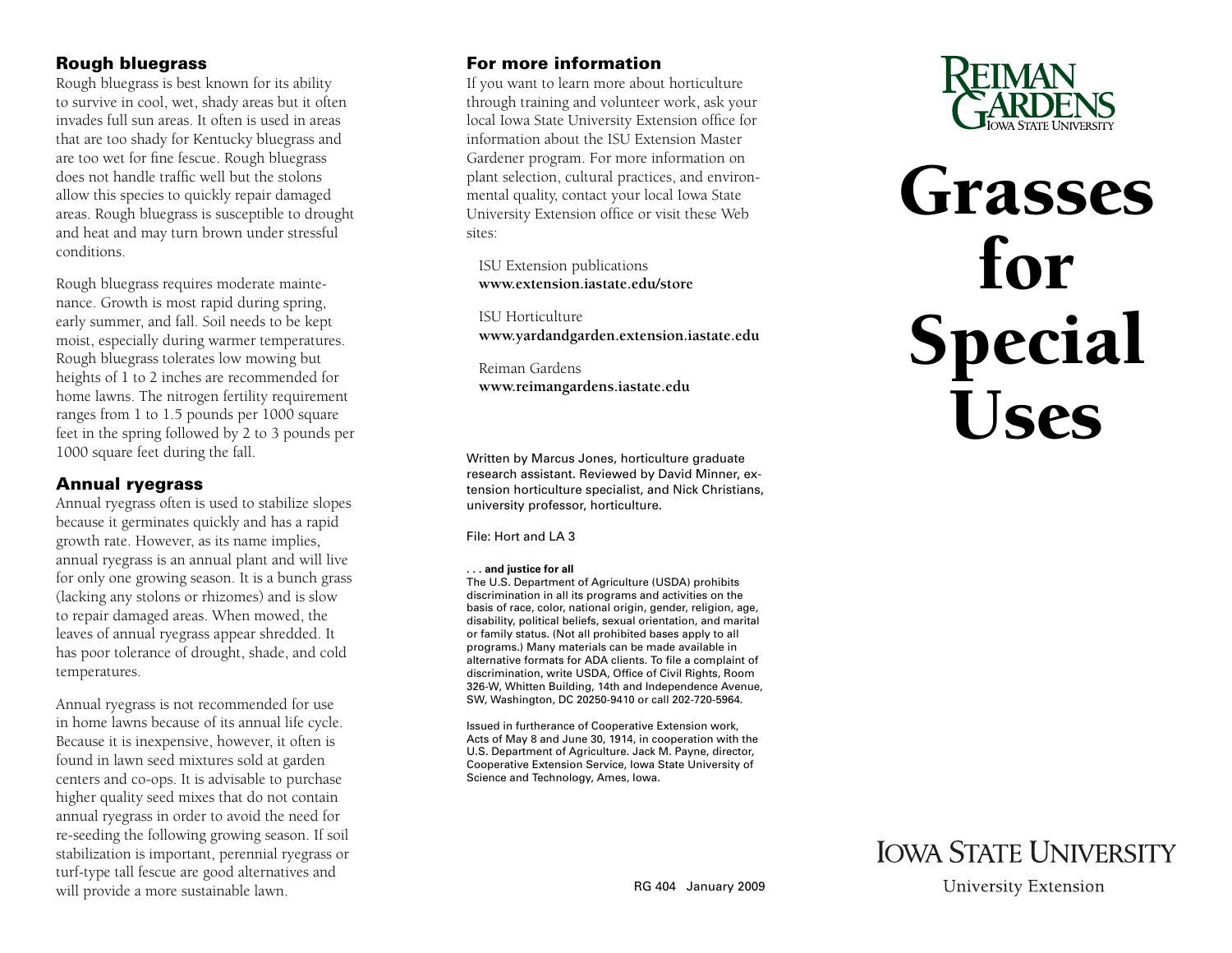## Rough bluegrass

Rough bluegrass is best known for its ability to survive in cool, wet, shady areas but it often invades full sun areas. It often is used in areas that are too shady for Kentucky bluegrass and are too wet for fine fescue. Rough bluegrass does not handle traffic well but the stolons allow this species to quickly repair damaged areas. Rough bluegrass is susceptible to drought and heat and may turn brown under stressful conditions.

Rough bluegrass requires moderate maintenance. Growth is most rapid during spring, early summer, and fall. Soil needs to be kept moist, especially during warmer temperatures. Rough bluegrass tolerates low mowing but heights of 1 to 2 inches are recommended for home lawns. The nitrogen fertility requirement ranges from 1 to 1.5 pounds per 1000 square feet in the spring followed by 2 to 3 pounds per 1000 square feet during the fall.

## Annual ryegrass

Annual ryegrass often is used to stabilize slopes because it germinates quickly and has a rapid growth rate. However, as its name implies, annual ryegrass is an annual plant and will live for only one growing season. It is a bunch grass (lacking any stolons or rhizomes) and is slow to repair damaged areas. When mowed, the leaves of annual ryegrass appear shredded. It has poor tolerance of drought, shade, and cold temperatures.

Annual ryegrass is not recommended for use in home lawns because of its annual life cycle. Because it is inexpensive, however, it often is found in lawn seed mixtures sold at garden centers and co-ops. It is advisable to purchase higher quality seed mixes that do not contain annual ryegrass in order to avoid the need for re-seeding the following growing season. If soil stabilization is important, perennial ryegrass or turf-type tall fescue are good alternatives and will provide a more sustainable lawn.

## For more information

If you want to learn more about horticulture through training and volunteer work, ask your local Iowa State University Extension office for information about the ISU Extension Master Gardener program. For more information on plant selection, cultural practices, and environmental quality, contact your local Iowa State University Extension office or visit these Web sites:

ISU Extension publications
**www.extension.iastate.edu/store**

ISU Horticulture
**www.yardandgarden.extension.iastate.edu**

Reiman Gardens
**www.reimangardens.iastate.edu**

Written by Marcus Jones, horticulture graduate research assistant. Reviewed by David Minner, extension horticulture specialist, and Nick Christians, university professor, horticulture.

File: Hort and LA 3

**. . . and justice for all**
The U.S. Department of Agriculture (USDA) prohibits discrimination in all its programs and activities on the basis of race, color, national origin, gender, religion, age, disability, political beliefs, sexual orientation, and marital or family status. (Not all prohibited bases apply to all programs.) Many materials can be made available in alternative formats for ADA clients. To file a complaint of discrimination, write USDA, Office of Civil Rights, Room 326-W, Whitten Building, 14th and Independence Avenue, SW, Washington, DC 20250-9410 or call 202-720-5964.

Issued in furtherance of Cooperative Extension work, Acts of May 8 and June 30, 1914, in cooperation with the U.S. Department of Agriculture. Jack M. Payne, director, Cooperative Extension Service, Iowa State University of Science and Technology, Ames, Iowa.

RG 404 January 2009

Reiman Gardens
Iowa State University

# Grasses for Special Uses

Iowa State University
University Extension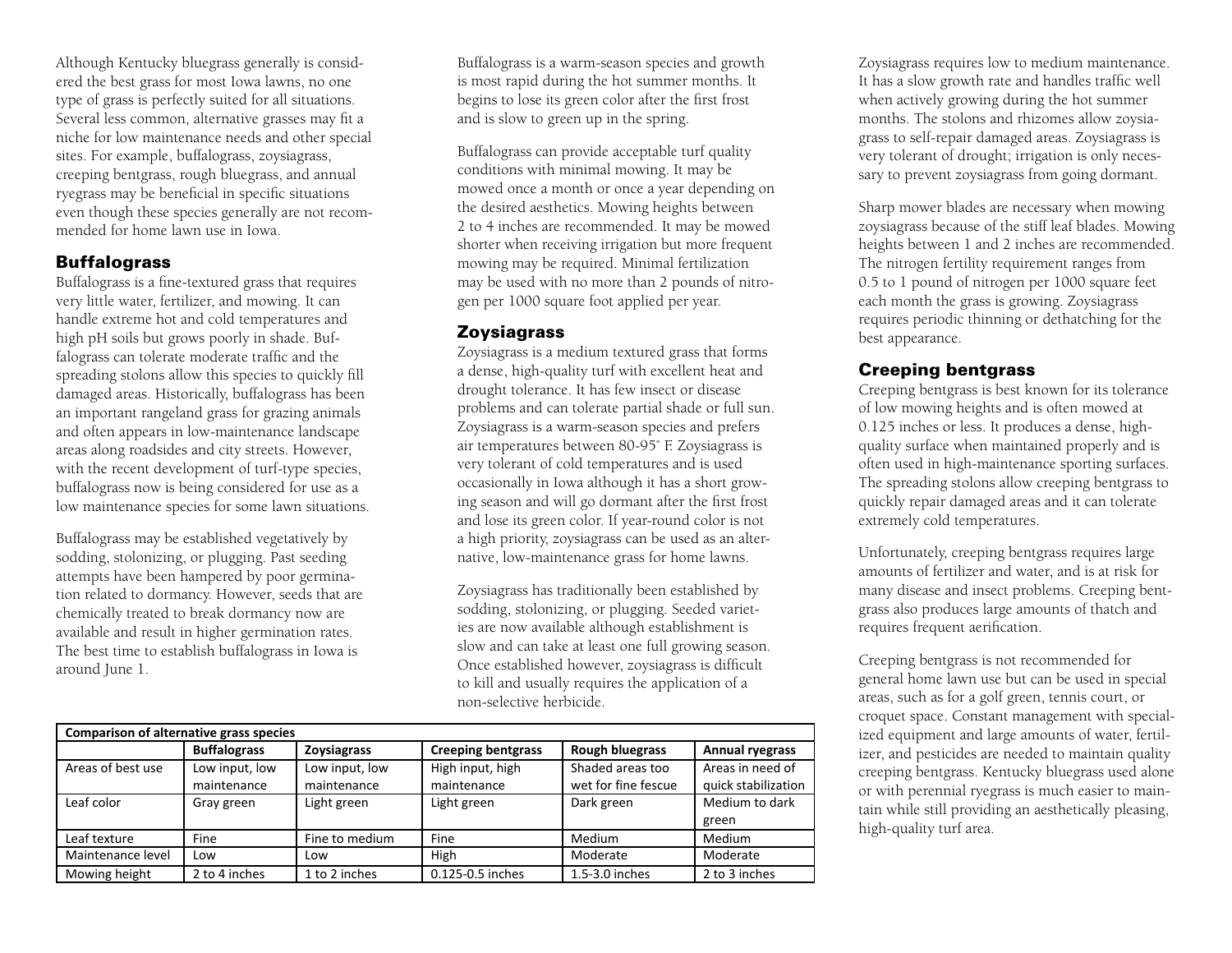Although Kentucky bluegrass generally is considered the best grass for most Iowa lawns, no one type of grass is perfectly suited for all situations. Several less common, alternative grasses may fit a niche for low maintenance needs and other special sites. For example, buffalograss, zoysiagrass, creeping bentgrass, rough bluegrass, and annual ryegrass may be beneficial in specific situations even though these species generally are not recommended for home lawn use in Iowa.

## Buffalograss

Buffalograss is a fine-textured grass that requires very little water, fertilizer, and mowing. It can handle extreme hot and cold temperatures and high pH soils but grows poorly in shade. Buffalograss can tolerate moderate traffic and the spreading stolons allow this species to quickly fill damaged areas. Historically, buffalograss has been an important rangeland grass for grazing animals and often appears in low-maintenance landscape areas along roadsides and city streets. However, with the recent development of turf-type species, buffalograss now is being considered for use as a low maintenance species for some lawn situations.

Buffalograss may be established vegetatively by sodding, stolonizing, or plugging. Past seeding attempts have been hampered by poor germination related to dormancy. However, seeds that are chemically treated to break dormancy now are available and result in higher germination rates. The best time to establish buffalograss in Iowa is around June 1.

Buffalograss is a warm-season species and growth is most rapid during the hot summer months. It begins to lose its green color after the first frost and is slow to green up in the spring.

Buffalograss can provide acceptable turf quality conditions with minimal mowing. It may be mowed once a month or once a year depending on the desired aesthetics. Mowing heights between 2 to 4 inches are recommended. It may be mowed shorter when receiving irrigation but more frequent mowing may be required. Minimal fertilization may be used with no more than 2 pounds of nitrogen per 1000 square foot applied per year.

## Zoysiagrass

Zoysiagrass is a medium textured grass that forms a dense, high-quality turf with excellent heat and drought tolerance. It has few insect or disease problems and can tolerate partial shade or full sun. Zoysiagrass is a warm-season species and prefers air temperatures between 80-95° F. Zoysiagrass is very tolerant of cold temperatures and is used occasionally in Iowa although it has a short growing season and will go dormant after the first frost and lose its green color. If year-round color is not a high priority, zoysiagrass can be used as an alternative, low-maintenance grass for home lawns.

Zoysiagrass has traditionally been established by sodding, stolonizing, or plugging. Seeded varieties are now available although establishment is slow and can take at least one full growing season. Once established however, zoysiagrass is difficult to kill and usually requires the application of a non-selective herbicide.

Zoysiagrass requires low to medium maintenance. It has a slow growth rate and handles traffic well when actively growing during the hot summer months. The stolons and rhizomes allow zoysiagrass to self-repair damaged areas. Zoysiagrass is very tolerant of drought; irrigation is only necessary to prevent zoysiagrass from going dormant.

Sharp mower blades are necessary when mowing zoysiagrass because of the stiff leaf blades. Mowing heights between 1 and 2 inches are recommended. The nitrogen fertility requirement ranges from 0.5 to 1 pound of nitrogen per 1000 square feet each month the grass is growing. Zoysiagrass requires periodic thinning or dethatching for the best appearance.

## Creeping bentgrass

Creeping bentgrass is best known for its tolerance of low mowing heights and is often mowed at 0.125 inches or less. It produces a dense, high-quality surface when maintained properly and is often used in high-maintenance sporting surfaces. The spreading stolons allow creeping bentgrass to quickly repair damaged areas and it can tolerate extremely cold temperatures.

Unfortunately, creeping bentgrass requires large amounts of fertilizer and water, and is at risk for many disease and insect problems. Creeping bentgrass also produces large amounts of thatch and requires frequent aerification.

Creeping bentgrass is not recommended for general home lawn use but can be used in special areas, such as for a golf green, tennis court, or croquet space. Constant management with specialized equipment and large amounts of water, fertilizer, and pesticides are needed to maintain quality creeping bentgrass. Kentucky bluegrass used alone or with perennial ryegrass is much easier to maintain while still providing an aesthetically pleasing, high-quality turf area.

**Comparison of alternative grass species**

| | Buffalograss | Zoysiagrass | Creeping bentgrass | Rough bluegrass | Annual ryegrass |
|---|---|---|---|---|---|
| Areas of best use | Low input, low maintenance | Low input, low maintenance | High input, high maintenance | Shaded areas too wet for fine fescue | Areas in need of quick stabilization |
| Leaf color | Gray green | Light green | Light green | Dark green | Medium to dark green |
| Leaf texture | Fine | Fine to medium | Fine | Medium | Medium |
| Maintenance level | Low | Low | High | Moderate | Moderate |
| Mowing height | 2 to 4 inches | 1 to 2 inches | 0.125-0.5 inches | 1.5-3.0 inches | 2 to 3 inches |